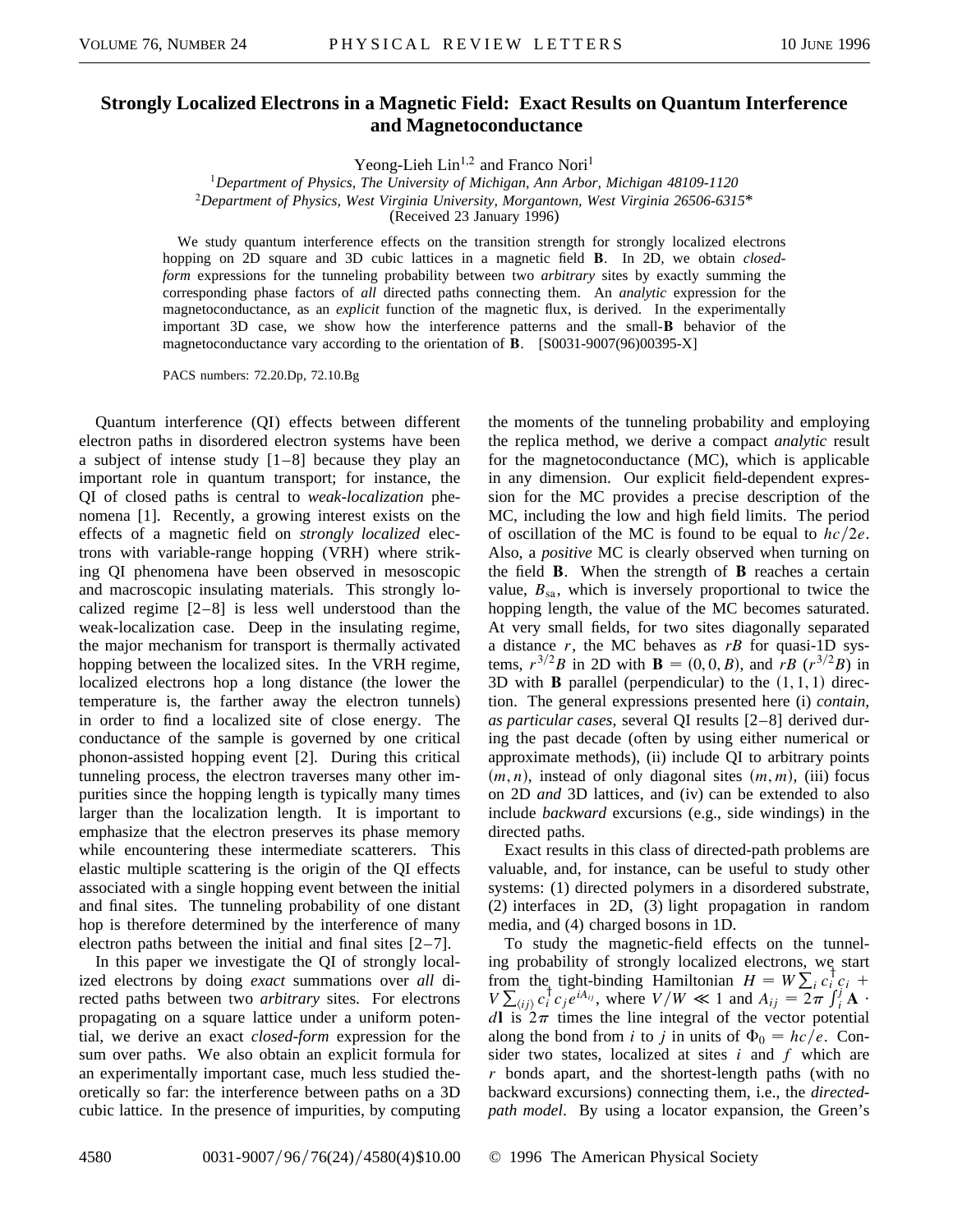# Strongly Localized Electrons in a Magnetic Field: Exact Results on Quantum Interference and Magnetoconductance

Yeong-Lieh Lin[1,2] and Franco Nori[1]

[1]*Department of Physics, The University of Michigan, Ann Arbor, Michigan 48109-1120*
[2]*Department of Physics, West Virginia University, Morgantown, West Virginia 26506-6315*\*

(Received 23 January 1996)

We study quantum interference effects on the transition strength for strongly localized electrons hopping on 2D square and 3D cubic lattices in a magnetic field **B**. In 2D, we obtain *closed-form* expressions for the tunneling probability between two *arbitrary* sites by exactly summing the corresponding phase factors of *all* directed paths connecting them. An *analytic* expression for the magnetoconductance, as an *explicit* function of the magnetic flux, is derived. In the experimentally important 3D case, we show how the interference patterns and the small-**B** behavior of the magnetoconductance vary according to the orientation of **B**. [S0031-9007(96)00395-X]

PACS numbers: 72.20.Dp, 72.10.Bg

Quantum interference (QI) effects between different electron paths in disordered electron systems have been a subject of intense study [1–8] because they play an important role in quantum transport; for instance, the QI of closed paths is central to *weak-localization* phenomena [1]. Recently, a growing interest exists on the effects of a magnetic field on *strongly localized* electrons with variable-range hopping (VRH) where striking QI phenomena have been observed in mesoscopic and macroscopic insulating materials. This strongly localized regime [2–8] is less well understood than the weak-localization case. Deep in the insulating regime, the major mechanism for transport is thermally activated hopping between the localized sites. In the VRH regime, localized electrons hop a long distance (the lower the temperature is, the farther away the electron tunnels) in order to find a localized site of close energy. The conductance of the sample is governed by one critical phonon-assisted hopping event [2]. During this critical tunneling process, the electron traverses many other impurities since the hopping length is typically many times larger than the localization length. It is important to emphasize that the electron preserves its phase memory while encountering these intermediate scatterers. This elastic multiple scattering is the origin of the QI effects associated with a single hopping event between the initial and final sites. The tunneling probability of one distant hop is therefore determined by the interference of many electron paths between the initial and final sites [2–7].

In this paper we investigate the QI of strongly localized electrons by doing *exact* summations over *all* directed paths between two *arbitrary* sites. For electrons propagating on a square lattice under a uniform potential, we derive an exact *closed-form* expression for the sum over paths. We also obtain an explicit formula for an experimentally important case, much less studied theoretically so far: the interference between paths on a 3D cubic lattice. In the presence of impurities, by computing the moments of the tunneling probability and employing the replica method, we derive a compact *analytic* result for the magnetoconductance (MC), which is applicable in any dimension. Our explicit field-dependent expression for the MC provides a precise description of the MC, including the low and high field limits. The period of oscillation of the MC is found to be equal to $hc/2e$. Also, a *positive* MC is clearly observed when turning on the field **B**. When the strength of **B** reaches a certain value, $B_{\rm sa}$, which is inversely proportional to twice the hopping length, the value of the MC becomes saturated. At very small fields, for two sites diagonally separated a distance $r$, the MC behaves as $rB$ for quasi-1D systems, $r^{3/2}B$ in 2D with $\mathbf{B} = (0, 0, B)$, and $rB$ ($r^{3/2}B$) in 3D with **B** parallel (perpendicular) to the $(1, 1, 1)$ direction. The general expressions presented here (i) *contain, as particular cases*, several QI results [2–8] derived during the past decade (often by using either numerical or approximate methods), (ii) include QI to arbitrary points $(m, n)$, instead of only diagonal sites $(m, m)$, (iii) focus on 2D *and* 3D lattices, and (iv) can be extended to also include *backward* excursions (e.g., side windings) in the directed paths.

Exact results in this class of directed-path problems are valuable, and, for instance, can be useful to study other systems: (1) directed polymers in a disordered substrate, (2) interfaces in 2D, (3) light propagation in random media, and (4) charged bosons in 1D.

To study the magnetic-field effects on the tunneling probability of strongly localized electrons, we start from the tight-binding Hamiltonian $H = W \sum_i c_i^\dagger c_i + V \sum_{\langle ij \rangle} c_i^\dagger c_j e^{iA_{ij}}$, where $V/W \ll 1$ and $A_{ij} = 2\pi \int_i^j \mathbf{A} \cdot d\mathbf{l}$ is $2\pi$ times the line integral of the vector potential along the bond from $i$ to $j$ in units of $\Phi_0 = hc/e$. Consider two states, localized at sites $i$ and $f$ which are $r$ bonds apart, and the shortest-length paths (with no backward excursions) connecting them, i.e., the *directed-path model*. By using a locator expansion, the Green's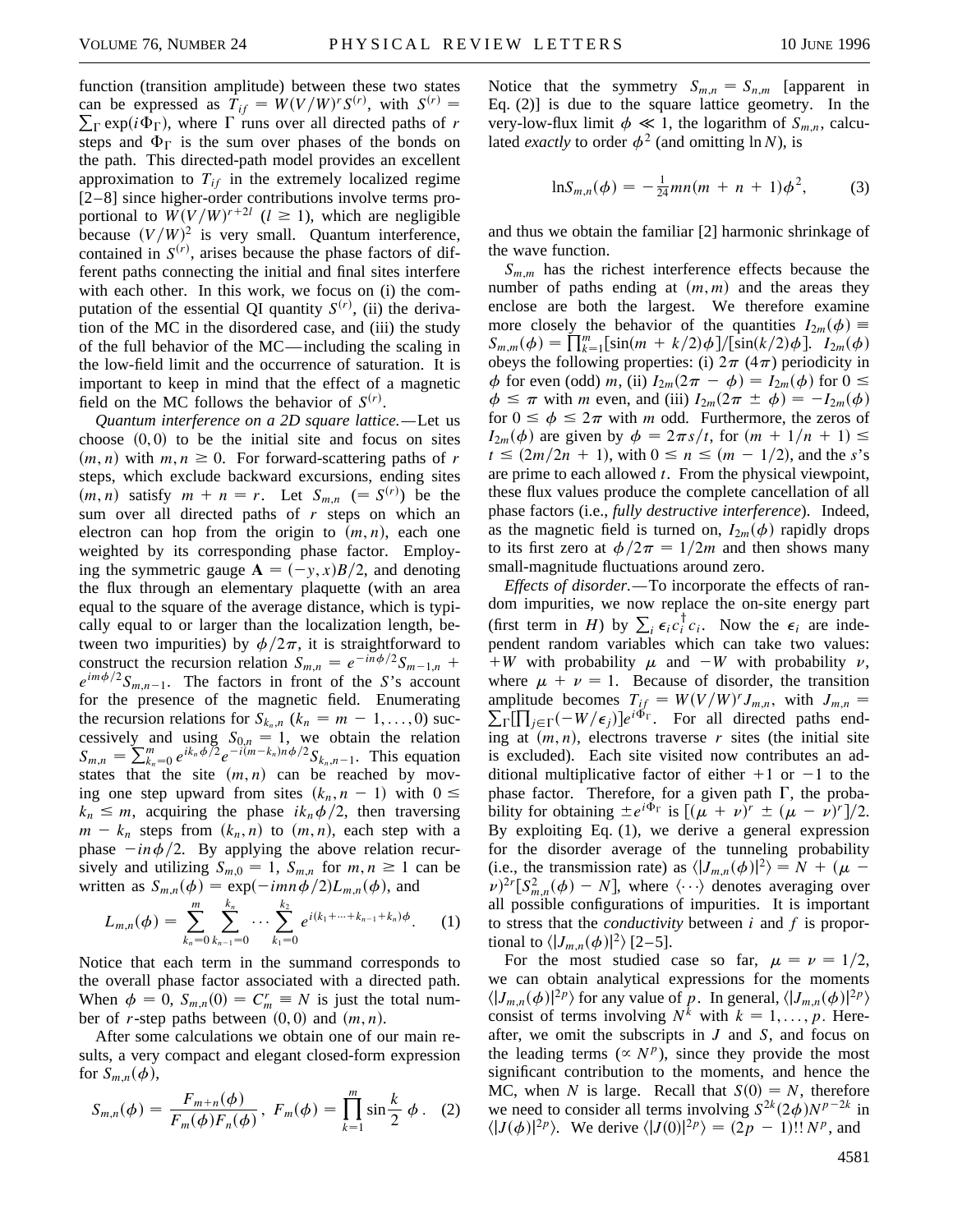function (transition amplitude) between these two states can be expressed as $T_{if} = W(V/W)^r S^{(r)}$, with $S^{(r)} = \sum_\Gamma \exp(i\Phi_\Gamma)$, where $\Gamma$ runs over all directed paths of $r$ steps and $\Phi_\Gamma$ is the sum over phases of the bonds on the path. This directed-path model provides an excellent approximation to $T_{if}$ in the extremely localized regime [2–8] since higher-order contributions involve terms proportional to $W(V/W)^{r+2l}$ ($l \geq 1$), which are negligible because $(V/W)^2$ is very small. Quantum interference, contained in $S^{(r)}$, arises because the phase factors of different paths connecting the initial and final sites interfere with each other. In this work, we focus on (i) the computation of the essential QI quantity $S^{(r)}$, (ii) the derivation of the MC in the disordered case, and (iii) the study of the full behavior of the MC—including the scaling in the low-field limit and the occurrence of saturation. It is important to keep in mind that the effect of a magnetic field on the MC follows the behavior of $S^{(r)}$.

*Quantum interference on a 2D square lattice.*—Let us choose $(0,0)$ to be the initial site and focus on sites $(m,n)$ with $m,n \geq 0$. For forward-scattering paths of $r$ steps, which exclude backward excursions, ending sites $(m,n)$ satisfy $m + n = r$. Let $S_{m,n}$ ($= S^{(r)}$) be the sum over all directed paths of $r$ steps on which an electron can hop from the origin to $(m,n)$, each one weighted by its corresponding phase factor. Employing the symmetric gauge $\mathbf{A} = (-y,x)B/2$, and denoting the flux through an elementary plaquette (with an area equal to the square of the average distance, which is typically equal to or larger than the localization length, between two impurities) by $\phi/2\pi$, it is straightforward to construct the recursion relation $S_{m,n} = e^{-in\phi/2}S_{m-1,n} + e^{im\phi/2}S_{m,n-1}$. The factors in front of the $S$'s account for the presence of the magnetic field. Enumerating the recursion relations for $S_{k_n,n}$ ($k_n = m-1,\ldots,0$) successively and using $S_{0,n} = 1$, we obtain the relation $S_{m,n} = \sum_{k_n=0}^{m} e^{ik_n\phi/2} e^{-i(m-k_n)n\phi/2} S_{k_n,n-1}$. This equation states that the site $(m,n)$ can be reached by moving one step upward from sites $(k_n, n-1)$ with $0 \leq k_n \leq m$, acquiring the phase $ik_n\phi/2$, then traversing $m - k_n$ steps from $(k_n,n)$ to $(m,n)$, each step with a phase $-in\phi/2$. By applying the above relation recursively and utilizing $S_{m,0} = 1$, $S_{m,n}$ for $m,n \geq 1$ can be written as $S_{m,n}(\phi) = \exp(-imn\phi/2)L_{m,n}(\phi)$, and

$$L_{m,n}(\phi) = \sum_{k_n=0}^{m} \sum_{k_{n-1}=0}^{k_n} \cdots \sum_{k_1=0}^{k_2} e^{i(k_1+\cdots+k_{n-1}+k_n)\phi}. \quad (1)$$

Notice that each term in the summand corresponds to the overall phase factor associated with a directed path. When $\phi = 0$, $S_{m,n}(0) = C_m^r \equiv N$ is just the total number of $r$-step paths between $(0,0)$ and $(m,n)$.

After some calculations we obtain one of our main results, a very compact and elegant closed-form expression for $S_{m,n}(\phi)$,

$$S_{m,n}(\phi) = \frac{F_{m+n}(\phi)}{F_m(\phi)F_n(\phi)}, \; F_m(\phi) = \prod_{k=1}^{m} \sin\frac{k}{2}\,\phi. \quad (2)$$

Notice that the symmetry $S_{m,n} = S_{n,m}$ [apparent in Eq. (2)] is due to the square lattice geometry. In the very-low-flux limit $\phi \ll 1$, the logarithm of $S_{m,n}$, calculated *exactly* to order $\phi^2$ (and omitting $\ln N$), is

$$\ln S_{m,n}(\phi) = -\tfrac{1}{24}mn(m+n+1)\phi^2, \quad (3)$$

and thus we obtain the familiar [2] harmonic shrinkage of the wave function.

$S_{m,m}$ has the richest interference effects because the number of paths ending at $(m,m)$ and the areas they enclose are both the largest. We therefore examine more closely the behavior of the quantities $I_{2m}(\phi) \equiv S_{m,m}(\phi) = \prod_{k=1}^{m}[\sin(m+k/2)\phi]/[\sin(k/2)\phi]$. $I_{2m}(\phi)$ obeys the following properties: (i) $2\pi$ ($4\pi$) periodicity in $\phi$ for even (odd) $m$, (ii) $I_{2m}(2\pi - \phi) = I_{2m}(\phi)$ for $0 \leq \phi \leq \pi$ with $m$ even, and (iii) $I_{2m}(2\pi \pm \phi) = -I_{2m}(\phi)$ for $0 \leq \phi \leq 2\pi$ with $m$ odd. Furthermore, the zeros of $I_{2m}(\phi)$ are given by $\phi = 2\pi s/t$, for $(m + 1/n + 1) \leq t \leq (2m/2n + 1)$, with $0 \leq n \leq (m - 1/2)$, and the $s$'s are prime to each allowed $t$. From the physical viewpoint, these flux values produce the complete cancellation of all phase factors (i.e., *fully destructive interference*). Indeed, as the magnetic field is turned on, $I_{2m}(\phi)$ rapidly drops to its first zero at $\phi/2\pi = 1/2m$ and then shows many small-magnitude fluctuations around zero.

*Effects of disorder.*—To incorporate the effects of random impurities, we now replace the on-site energy part (first term in $H$) by $\sum_i \epsilon_i c_i^\dagger c_i$. Now the $\epsilon_i$ are independent random variables which can take two values: $+W$ with probability $\mu$ and $-W$ with probability $\nu$, where $\mu + \nu = 1$. Because of disorder, the transition amplitude becomes $T_{if} = W(V/W)^r J_{m,n}$, with $J_{m,n} = \sum_\Gamma[\prod_{j\in\Gamma}(-W/\epsilon_j)]e^{i\Phi_\Gamma}$. For all directed paths ending at $(m,n)$, electrons traverse $r$ sites (the initial site is excluded). Each site visited now contributes an additional multiplicative factor of either $+1$ or $-1$ to the phase factor. Therefore, for a given path $\Gamma$, the probability for obtaining $\pm e^{i\Phi_\Gamma}$ is $[(\mu+\nu)^r \pm (\mu-\nu)^r]/2$. By exploiting Eq. (1), we derive a general expression for the disorder average of the tunneling probability (i.e., the transmission rate) as $\langle|J_{m,n}(\phi)|^2\rangle = N + (\mu - \nu)^{2r}[S_{m,n}^2(\phi) - N]$, where $\langle\cdots\rangle$ denotes averaging over all possible configurations of impurities. It is important to stress that the *conductivity* between $i$ and $f$ is proportional to $\langle|J_{m,n}(\phi)|^2\rangle$ [2–5].

For the most studied case so far, $\mu = \nu = 1/2$, we can obtain analytical expressions for the moments $\langle|J_{m,n}(\phi)|^{2p}\rangle$ for any value of $p$. In general, $\langle|J_{m,n}(\phi)|^{2p}\rangle$ consist of terms involving $N^k$ with $k = 1,\ldots,p$. Hereafter, we omit the subscripts in $J$ and $S$, and focus on the leading terms ($\propto N^p$), since they provide the most significant contribution to the moments, and hence the MC, when $N$ is large. Recall that $S(0) = N$, therefore we need to consider all terms involving $S^{2k}(2\phi)N^{p-2k}$ in $\langle|J(\phi)|^{2p}\rangle$. We derive $\langle|J(0)|^{2p}\rangle = (2p-1)!!\,N^p$, and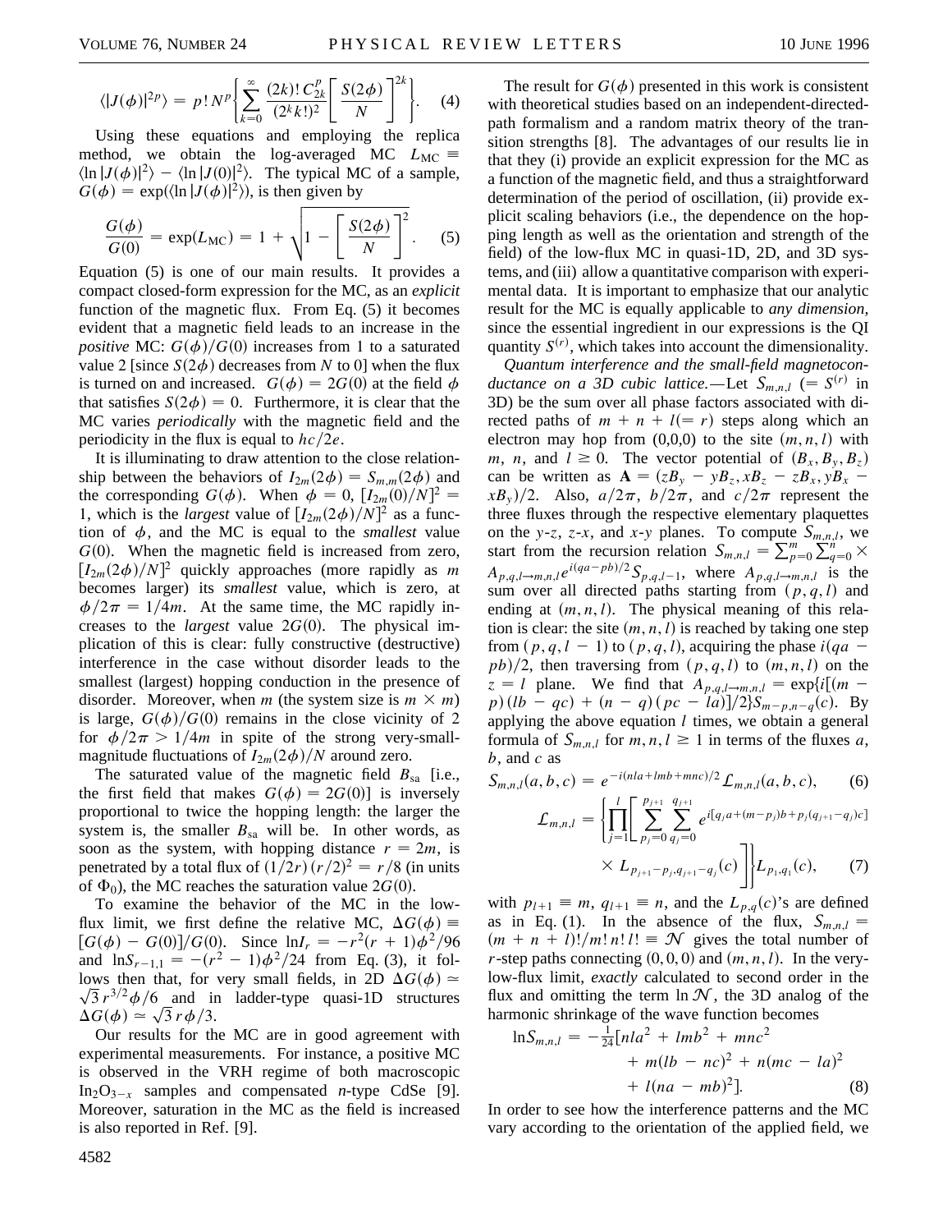$$\langle |J(\phi)|^{2p} \rangle = p!\, N^p \left\{ \sum_{k=0}^{\infty} \frac{(2k)!\, C_{2k}^p}{(2^k k!)^2} \left[ \frac{S(2\phi)}{N} \right]^{2k} \right\}. \quad (4)$$

Using these equations and employing the replica method, we obtain the log-averaged MC $L_{\rm MC} \equiv \langle \ln |J(\phi)|^2 \rangle - \langle \ln |J(0)|^2 \rangle$. The typical MC of a sample, $G(\phi) = \exp(\langle \ln |J(\phi)|^2 \rangle)$, is then given by

$$\frac{G(\phi)}{G(0)} = \exp(L_{\rm MC}) = 1 + \sqrt{1 - \left[ \frac{S(2\phi)}{N} \right]^2}. \quad (5)$$

Equation (5) is one of our main results. It provides a compact closed-form expression for the MC, as an *explicit* function of the magnetic flux. From Eq. (5) it becomes evident that a magnetic field leads to an increase in the *positive* MC: $G(\phi)/G(0)$ increases from 1 to a saturated value 2 [since $S(2\phi)$ decreases from $N$ to 0] when the flux is turned on and increased. $G(\phi) = 2G(0)$ at the field $\phi$ that satisfies $S(2\phi) = 0$. Furthermore, it is clear that the MC varies *periodically* with the magnetic field and the periodicity in the flux is equal to $hc/2e$.

It is illuminating to draw attention to the close relationship between the behaviors of $I_{2m}(2\phi) = S_{m,m}(2\phi)$ and the corresponding $G(\phi)$. When $\phi = 0$, $[I_{2m}(0)/N]^2 = 1$, which is the *largest* value of $[I_{2m}(2\phi)/N]^2$ as a function of $\phi$, and the MC is equal to the *smallest* value $G(0)$. When the magnetic field is increased from zero, $[I_{2m}(2\phi)/N]^2$ quickly approaches (more rapidly as $m$ becomes larger) its *smallest* value, which is zero, at $\phi/2\pi = 1/4m$. At the same time, the MC rapidly increases to the *largest* value $2G(0)$. The physical implication of this is clear: fully constructive (destructive) interference in the case without disorder leads to the smallest (largest) hopping conduction in the presence of disorder. Moreover, when $m$ (the system size is $m \times m$) is large, $G(\phi)/G(0)$ remains in the close vicinity of 2 for $\phi/2\pi > 1/4m$ in spite of the strong very-small-magnitude fluctuations of $I_{2m}(2\phi)/N$ around zero.

The saturated value of the magnetic field $B_{\rm sa}$ [i.e., the first field that makes $G(\phi) = 2G(0)$] is inversely proportional to twice the hopping length: the larger the system is, the smaller $B_{\rm sa}$ will be. In other words, as soon as the system, with hopping distance $r = 2m$, is penetrated by a total flux of $(1/2r)(r/2)^2 = r/8$ (in units of $\Phi_0$), the MC reaches the saturation value $2G(0)$.

To examine the behavior of the MC in the low-flux limit, we first define the relative MC, $\Delta G(\phi) \equiv [G(\phi) - G(0)]/G(0)$. Since $\ln I_r = -r^2(r+1)\phi^2/96$ and $\ln S_{r-1,1} = -(r^2-1)\phi^2/24$ from Eq. (3), it follows then that, for very small fields, in 2D $\Delta G(\phi) \simeq \sqrt{3}\, r^{3/2} \phi/6$ and in ladder-type quasi-1D structures $\Delta G(\phi) \simeq \sqrt{3}\, r\phi/3$.

Our results for the MC are in good agreement with experimental measurements. For instance, a positive MC is observed in the VRH regime of both macroscopic $In_2O_{3-x}$ samples and compensated *n*-type CdSe [9]. Moreover, saturation in the MC as the field is increased is also reported in Ref. [9].

The result for $G(\phi)$ presented in this work is consistent with theoretical studies based on an independent-directed-path formalism and a random matrix theory of the transition strengths [8]. The advantages of our results lie in that they (i) provide an explicit expression for the MC as a function of the magnetic field, and thus a straightforward determination of the period of oscillation, (ii) provide explicit scaling behaviors (i.e., the dependence on the hopping length as well as the orientation and strength of the field) of the low-flux MC in quasi-1D, 2D, and 3D systems, and (iii) allow a quantitative comparison with experimental data. It is important to emphasize that our analytic result for the MC is equally applicable to *any dimension*, since the essential ingredient in our expressions is the QI quantity $S^{(r)}$, which takes into account the dimensionality.

*Quantum interference and the small-field magnetoconductance on a 3D cubic lattice.*—Let $S_{m,n,l}$ ($= S^{(r)}$ in 3D) be the sum over all phase factors associated with directed paths of $m + n + l (= r)$ steps along which an electron may hop from (0,0,0) to the site $(m,n,l)$ with $m$, $n$, and $l \geq 0$. The vector potential of $(B_x, B_y, B_z)$ can be written as $\mathbf{A} = (zB_y - yB_z, xB_z - zB_x, yB_x - xB_y)/2$. Also, $a/2\pi$, $b/2\pi$, and $c/2\pi$ represent the three fluxes through the respective elementary plaquettes on the $y$-$z$, $z$-$x$, and $x$-$y$ planes. To compute $S_{m,n,l}$, we start from the recursion relation $S_{m,n,l} = \sum_{p=0}^{m} \sum_{q=0}^{n} \times A_{p,q,l \to m,n,l}\, e^{i(qa - pb)/2} S_{p,q,l-1}$, where $A_{p,q,l \to m,n,l}$ is the sum over all directed paths starting from $(p,q,l)$ and ending at $(m,n,l)$. The physical meaning of this relation is clear: the site $(m,n,l)$ is reached by taking one step from $(p,q,l-1)$ to $(p,q,l)$, acquiring the phase $i(qa - pb)/2$, then traversing from $(p,q,l)$ to $(m,n,l)$ on the $z = l$ plane. We find that $A_{p,q,l \to m,n,l} = \exp\{i[(m - p)(lb - qc) + (n - q)(pc - la)]/2\} S_{m-p,n-q}(c)$. By applying the above equation $l$ times, we obtain a general formula of $S_{m,n,l}$ for $m, n, l \geq 1$ in terms of the fluxes $a$, $b$, and $c$ as

$$S_{m,n,l}(a,b,c) = e^{-i(nla + lmb + mnc)/2} \mathcal{L}_{m,n,l}(a,b,c), \quad (6)$$

$$\mathcal{L}_{m,n,l} = \left\{ \prod_{j=1}^{l} \left[ \sum_{p_j=0}^{p_{j+1}} \sum_{q_j=0}^{q_{j+1}} e^{i[q_j a + (m-p_j)b + p_j(q_{j+1} - q_j)c]} \times L_{p_{j+1}-p_j,\, q_{j+1}-q_j}(c) \right] \right\} L_{p_1,q_1}(c), \quad (7)$$

with $p_{l+1} \equiv m$, $q_{l+1} \equiv n$, and the $L_{p,q}(c)$'s are defined as in Eq. (1). In the absence of the flux, $S_{m,n,l} = (m+n+l)!/m!\,n!\,l! \equiv \mathcal{N}$ gives the total number of $r$-step paths connecting (0,0,0) and $(m,n,l)$. In the very-low-flux limit, *exactly* calculated to second order in the flux and omitting the term $\ln \mathcal{N}$, the 3D analog of the harmonic shrinkage of the wave function becomes

$$\ln S_{m,n,l} = -\tfrac{1}{24}[nla^2 + lmb^2 + mnc^2 + m(lb - nc)^2 + n(mc - la)^2 + l(na - mb)^2]. \quad (8)$$

In order to see how the interference patterns and the MC vary according to the orientation of the applied field, we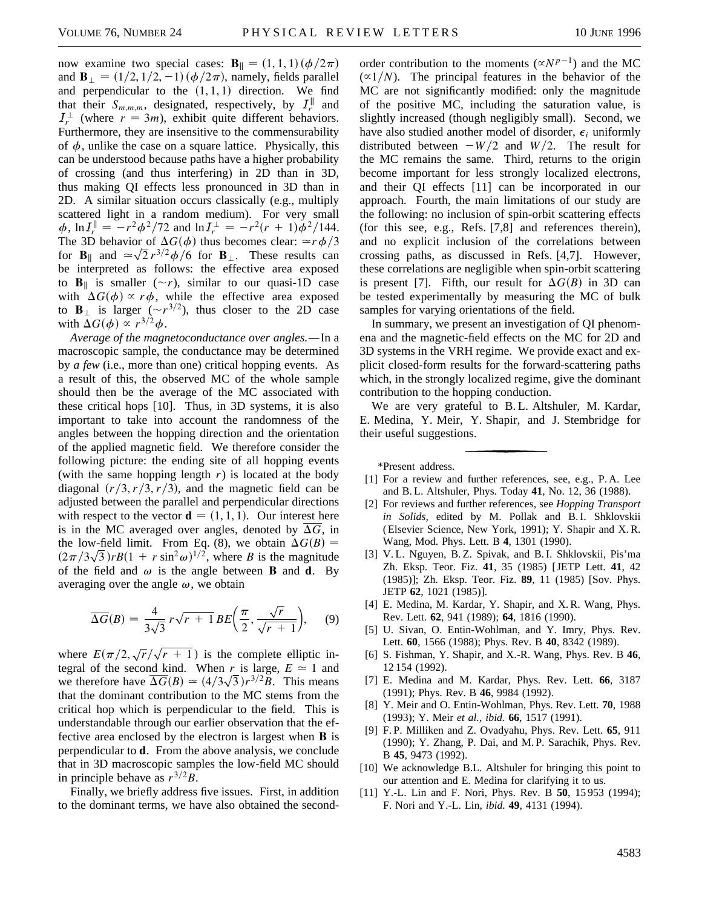now examine two special cases: $\mathbf{B}_{\parallel} = (1,1,1)(\phi/2\pi)$ and $\mathbf{B}_{\perp} = (1/2, 1/2, -1)(\phi/2\pi)$, namely, fields parallel and perpendicular to the $(1,1,1)$ direction. We find that their $S_{m,m,m}$, designated, respectively, by $\mathcal{I}_r^{\parallel}$ and $\mathcal{I}_r^{\perp}$ (where $r = 3m$), exhibit quite different behaviors. Furthermore, they are insensitive to the commensurability of $\phi$, unlike the case on a square lattice. Physically, this can be understood because paths have a higher probability of crossing (and thus interfering) in 2D than in 3D, thus making QI effects less pronounced in 3D than in 2D. A similar situation occurs classically (e.g., multiply scattered light in a random medium). For very small $\phi$, $\ln \mathcal{I}_r^{\parallel} = -r^2\phi^2/72$ and $\ln \mathcal{I}_r^{\perp} = -r^2(r+1)\phi^2/144$. The 3D behavior of $\Delta G(\phi)$ thus becomes clear: $\simeq r\phi/3$ for $\mathbf{B}_{\parallel}$ and $\simeq \sqrt{2}\, r^{3/2}\phi/6$ for $\mathbf{B}_{\perp}$. These results can be interpreted as follows: the effective area exposed to $\mathbf{B}_{\parallel}$ is smaller ($\sim r$), similar to our quasi-1D case with $\Delta G(\phi) \propto r\phi$, while the effective area exposed to $\mathbf{B}_{\perp}$ is larger ($\sim r^{3/2}$), thus closer to the 2D case with $\Delta G(\phi) \propto r^{3/2}\phi$.

*Average of the magnetoconductance over angles.*—In a macroscopic sample, the conductance may be determined by *a few* (i.e., more than one) critical hopping events. As a result of this, the observed MC of the whole sample should then be the average of the MC associated with these critical hops [10]. Thus, in 3D systems, it is also important to take into account the randomness of the angles between the hopping direction and the orientation of the applied magnetic field. We therefore consider the following picture: the ending site of all hopping events (with the same hopping length $r$) is located at the body diagonal $(r/3, r/3, r/3)$, and the magnetic field can be adjusted between the parallel and perpendicular directions with respect to the vector $\mathbf{d} = (1,1,1)$. Our interest here is in the MC averaged over angles, denoted by $\overline{\Delta G}$, in the low-field limit. From Eq. (8), we obtain $\Delta G(B) = (2\pi/3\sqrt{3})rB(1 + r\sin^2\omega)^{1/2}$, where $B$ is the magnitude of the field and $\omega$ is the angle between $\mathbf{B}$ and $\mathbf{d}$. By averaging over the angle $\omega$, we obtain

$$\overline{\Delta G}(B) = \frac{4}{3\sqrt{3}}\, r\sqrt{r+1}\, BE\left(\frac{\pi}{2}, \frac{\sqrt{r}}{\sqrt{r+1}}\right), \quad (9)$$

where $E(\pi/2, \sqrt{r}/\sqrt{r+1})$ is the complete elliptic integral of the second kind. When $r$ is large, $E \simeq 1$ and we therefore have $\overline{\Delta G}(B) \simeq (4/3\sqrt{3})r^{3/2}B$. This means that the dominant contribution to the MC stems from the critical hop which is perpendicular to the field. This is understandable through our earlier observation that the effective area enclosed by the electron is largest when $\mathbf{B}$ is perpendicular to $\mathbf{d}$. From the above analysis, we conclude that in 3D macroscopic samples the low-field MC should in principle behave as $r^{3/2}B$.

Finally, we briefly address five issues. First, in addition to the dominant terms, we have also obtained the second-order contribution to the moments ($\propto N^{p-1}$) and the MC ($\propto 1/N$). The principal features in the behavior of the MC are not significantly modified: only the magnitude of the positive MC, including the saturation value, is slightly increased (though negligibly small). Second, we have also studied another model of disorder, $\epsilon_i$ uniformly distributed between $-W/2$ and $W/2$. The result for the MC remains the same. Third, returns to the origin become important for less strongly localized electrons, and their QI effects [11] can be incorporated in our approach. Fourth, the main limitations of our study are the following: no inclusion of spin-orbit scattering effects (for this see, e.g., Refs. [7,8] and references therein), and no explicit inclusion of the correlations between crossing paths, as discussed in Refs. [4,7]. However, these correlations are negligible when spin-orbit scattering is present [7]. Fifth, our result for $\Delta G(B)$ in 3D can be tested experimentally by measuring the MC of bulk samples for varying orientations of the field.

In summary, we present an investigation of QI phenomena and the magnetic-field effects on the MC for 2D and 3D systems in the VRH regime. We provide exact and explicit closed-form results for the forward-scattering paths which, in the strongly localized regime, give the dominant contribution to the hopping conduction.

We are very grateful to B. L. Altshuler, M. Kardar, E. Medina, Y. Meir, Y. Shapir, and J. Stembridge for their useful suggestions.

---

*Present address.

[1] For a review and further references, see, e.g., P. A. Lee and B. L. Altshuler, Phys. Today **41**, No. 12, 36 (1988).

[2] For reviews and further references, see *Hopping Transport in Solids,* edited by M. Pollak and B. I. Shklovskii (Elsevier Science, New York, 1991); Y. Shapir and X. R. Wang, Mod. Phys. Lett. B **4**, 1301 (1990).

[3] V. L. Nguyen, B. Z. Spivak, and B. I. Shklovskii, Pis'ma Zh. Eksp. Teor. Fiz. **41**, 35 (1985) [JETP Lett. **41**, 42 (1985)]; Zh. Eksp. Teor. Fiz. **89**, 11 (1985) [Sov. Phys. JETP **62**, 1021 (1985)].

[4] E. Medina, M. Kardar, Y. Shapir, and X. R. Wang, Phys. Rev. Lett. **62**, 941 (1989); **64**, 1816 (1990).

[5] U. Sivan, O. Entin-Wohlman, and Y. Imry, Phys. Rev. Lett. **60**, 1566 (1988); Phys. Rev. B **40**, 8342 (1989).

[6] S. Fishman, Y. Shapir, and X.-R. Wang, Phys. Rev. B **46**, 12 154 (1992).

[7] E. Medina and M. Kardar, Phys. Rev. Lett. **66**, 3187 (1991); Phys. Rev. B **46**, 9984 (1992).

[8] Y. Meir and O. Entin-Wohlman, Phys. Rev. Lett. **70**, 1988 (1993); Y. Meir *et al., ibid.* **66**, 1517 (1991).

[9] F. P. Milliken and Z. Ovadyahu, Phys. Rev. Lett. **65**, 911 (1990); Y. Zhang, P. Dai, and M. P. Sarachik, Phys. Rev. B **45**, 9473 (1992).

[10] We acknowledge B.L. Altshuler for bringing this point to our attention and E. Medina for clarifying it to us.

[11] Y.-L. Lin and F. Nori, Phys. Rev. B **50**, 15 953 (1994); F. Nori and Y.-L. Lin, *ibid.* **49**, 4131 (1994).